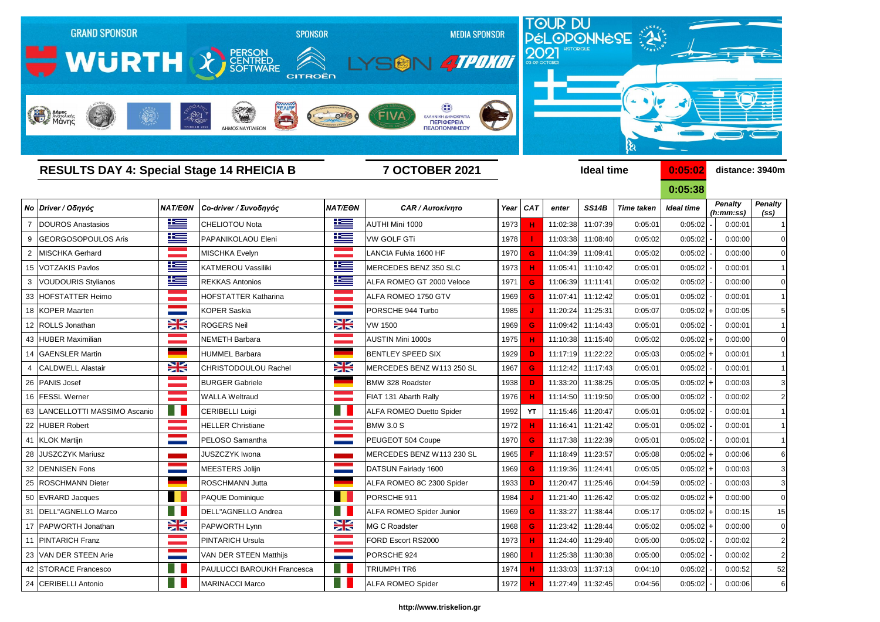GRAND SPONSOR — WÜRTH | SPONSOR — PERSON CENTRED SOFTWARE, CITROËN | MEDIA SPONSOR — LYSON, 4TPOXOI

TOUR DU PÉLOPONNÈSE 2021 HISTORIQUE 03-09 OCTOBER

Δήμος Ανατολικής Μάνης | ΔΗΜΟΣ ΝΑΥΠΛΙΕΩΝ | FIVA | ΕΛΛΗΝΙΚΗ ΔΗΜΟΚΡΑΤΙΑ ΠΕΡΙΦΕΡΕΙΑ ΠΕΛΟΠΟΝΝΗΣΟΥ

## RESULTS DAY 4: Special Stage 14 RHEICIA B

**7 OCTOBER 2021**

**Ideal time** 0:05:02 / 0:05:38 **distance: 3940m**

| No | Driver / Οδηγός | NAT/ΕΘΝ | Co-driver / Συνοδηγός | NAT/ΕΘΝ | CAR / Αυτοκίνητο | Year | CAT | enter | SS14B | Time taken | Ideal time | | Penalty (h:mm:ss) | Penalty (ss) |
|---|---|---|---|---|---|---|---|---|---|---|---|---|---|---|
| 7 | DOUROS Anastasios | | CHELIOTOU Nota | | AUTHI Mini 1000 | 1973 | H | 11:02:38 | 11:07:39 | 0:05:01 | 0:05:02 | - | 0:00:01 | 1 |
| 9 | GEORGOSOPOULOS Aris | | PAPANIKOLAOU Eleni | | VW GOLF GTi | 1978 | I | 11:03:38 | 11:08:40 | 0:05:02 | 0:05:02 | - | 0:00:00 | 0 |
| 2 | MISCHKA Gerhard | | MISCHKA Evelyn | | LANCIA Fulvia 1600 HF | 1970 | G | 11:04:39 | 11:09:41 | 0:05:02 | 0:05:02 | - | 0:00:00 | 0 |
| 15 | VOTZAKIS Pavlos | | KATMEROU Vassiliki | | MERCEDES BENZ 350 SLC | 1973 | H | 11:05:41 | 11:10:42 | 0:05:01 | 0:05:02 | - | 0:00:01 | 1 |
| 3 | VOUDOURIS Stylianos | | REKKAS Antonios | | ALFA ROMEO GT 2000 Veloce | 1971 | G | 11:06:39 | 11:11:41 | 0:05:02 | 0:05:02 | - | 0:00:00 | 0 |
| 33 | HOFSTATTER Heimo | | HOFSTATTER Katharina | | ALFA ROMEO 1750 GTV | 1969 | G | 11:07:41 | 11:12:42 | 0:05:01 | 0:05:02 | - | 0:00:01 | 1 |
| 18 | KOPER Maarten | | KOPER Saskia | | PORSCHE 944 Turbo | 1985 | J | 11:20:24 | 11:25:31 | 0:05:07 | 0:05:02 | + | 0:00:05 | 5 |
| 12 | ROLLS Jonathan | | ROGERS Neil | | VW 1500 | 1969 | G | 11:09:42 | 11:14:43 | 0:05:01 | 0:05:02 | - | 0:00:01 | 1 |
| 43 | HUBER Maximilian | | NEMETH Barbara | | AUSTIN Mini 1000s | 1975 | H | 11:10:38 | 11:15:40 | 0:05:02 | 0:05:02 | + | 0:00:00 | 0 |
| 14 | GAENSLER Martin | | HUMMEL Barbara | | BENTLEY SPEED SIX | 1929 | D | 11:17:19 | 11:22:22 | 0:05:03 | 0:05:02 | + | 0:00:01 | 1 |
| 4 | CALDWELL Alastair | | CHRISTODOULOU Rachel | | MERCEDES BENZ W113 250 SL | 1967 | G | 11:12:42 | 11:17:43 | 0:05:01 | 0:05:02 | - | 0:00:01 | 1 |
| 26 | PANIS Josef | | BURGER Gabriele | | BMW 328 Roadster | 1938 | D | 11:33:20 | 11:38:25 | 0:05:05 | 0:05:02 | + | 0:00:03 | 3 |
| 16 | FESSL Werner | | WALLA Weltraud | | FIAT 131 Abarth Rally | 1976 | H | 11:14:50 | 11:19:50 | 0:05:00 | 0:05:02 | - | 0:00:02 | 2 |
| 63 | LANCELLOTTI MASSIMO Ascanio | | CERIBELLI Luigi | | ALFA ROMEO Duetto Spider | 1992 | YT | 11:15:46 | 11:20:47 | 0:05:01 | 0:05:02 | - | 0:00:01 | 1 |
| 22 | HUBER Robert | | HELLER Christiane | | BMW 3.0 S | 1972 | H | 11:16:41 | 11:21:42 | 0:05:01 | 0:05:02 | - | 0:00:01 | 1 |
| 41 | KLOK Martijn | | PELOSO Samantha | | PEUGEOT 504 Coupe | 1970 | G | 11:17:38 | 11:22:39 | 0:05:01 | 0:05:02 | - | 0:00:01 | 1 |
| 28 | JUSZCZYK Mariusz | | JUSZCZYK Iwona | | MERCEDES BENZ W113 230 SL | 1965 | F | 11:18:49 | 11:23:57 | 0:05:08 | 0:05:02 | + | 0:00:06 | 6 |
| 32 | DENNISEN Fons | | MEESTERS Jolijn | | DATSUN Fairlady 1600 | 1969 | G | 11:19:36 | 11:24:41 | 0:05:05 | 0:05:02 | + | 0:00:03 | 3 |
| 25 | ROSCHMANN Dieter | | ROSCHMANN Jutta | | ALFA ROMEO 8C 2300 Spider | 1933 | D | 11:20:47 | 11:25:46 | 0:04:59 | 0:05:02 | - | 0:00:03 | 3 |
| 50 | EVRARD Jacques | | PAQUE Dominique | | PORSCHE 911 | 1984 | J | 11:21:40 | 11:26:42 | 0:05:02 | 0:05:02 | + | 0:00:00 | 0 |
| 31 | DELL"AGNELLO Marco | | DELL"AGNELLO Andrea | | ALFA ROMEO Spider Junior | 1969 | G | 11:33:27 | 11:38:44 | 0:05:17 | 0:05:02 | + | 0:00:15 | 15 |
| 17 | PAPWORTH Jonathan | | PAPWORTH Lynn | | MG C Roadster | 1968 | G | 11:23:42 | 11:28:44 | 0:05:02 | 0:05:02 | + | 0:00:00 | 0 |
| 11 | PINTARICH Franz | | PINTARICH Ursula | | FORD Escort RS2000 | 1973 | H | 11:24:40 | 11:29:40 | 0:05:00 | 0:05:02 | - | 0:00:02 | 2 |
| 23 | VAN DER STEEN Arie | | VAN DER STEEN Matthijs | | PORSCHE 924 | 1980 | I | 11:25:38 | 11:30:38 | 0:05:00 | 0:05:02 | - | 0:00:02 | 2 |
| 42 | STORACE Francesco | | PAULUCCI BAROUKH Francesca | | TRIUMPH TR6 | 1974 | H | 11:33:03 | 11:37:13 | 0:04:10 | 0:05:02 | - | 0:00:52 | 52 |
| 24 | CERIBELLI Antonio | | MARINACCI Marco | | ALFA ROMEO Spider | 1972 | H | 11:27:49 | 11:32:45 | 0:04:56 | 0:05:02 | - | 0:00:06 | 6 |

http://www.triskelion.gr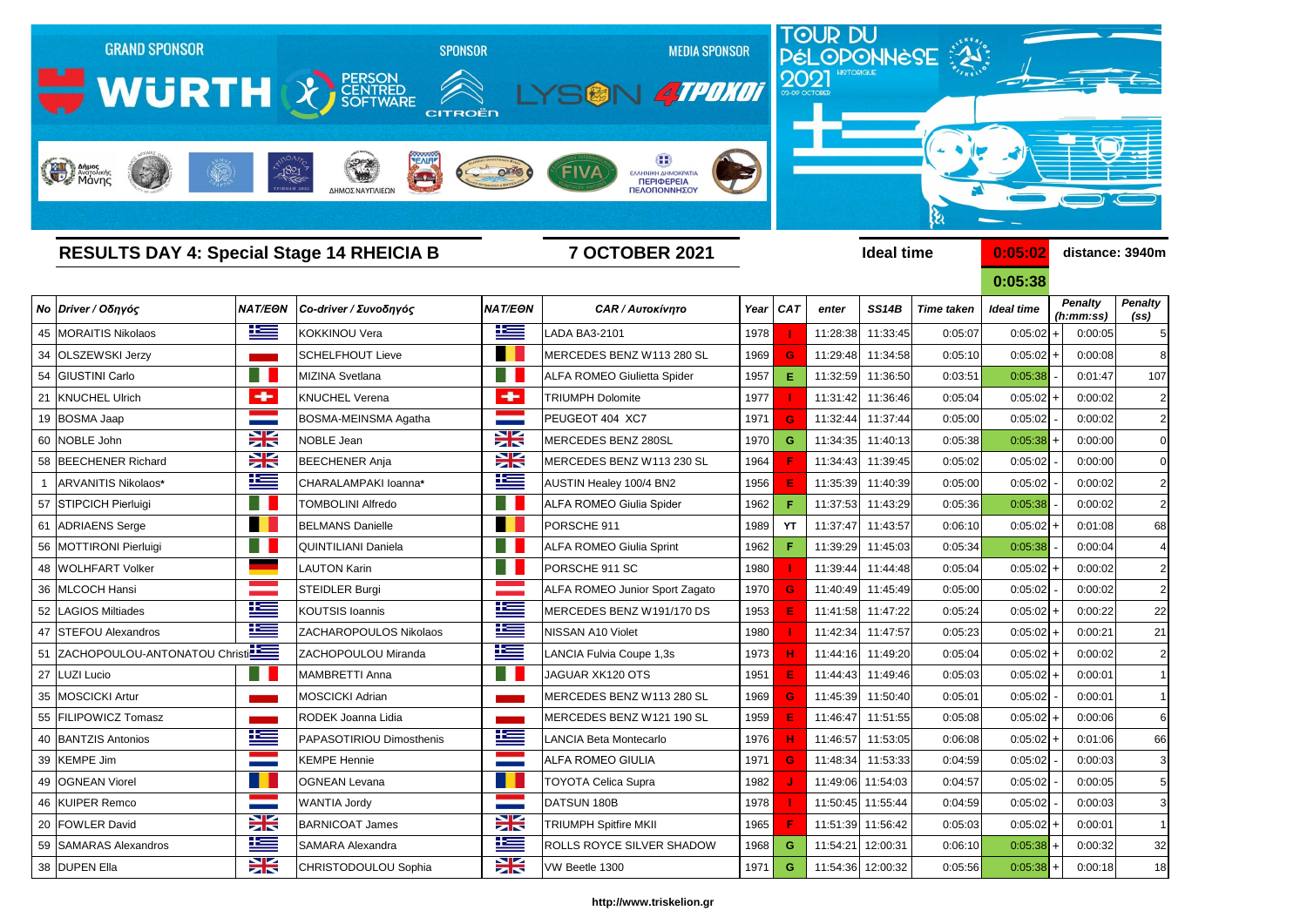GRAND SPONSOR WÜRTH | SPONSOR PERSON CENTRED SOFTWARE | CITROËN | MEDIA SPONSOR LYSON 4TPOXOI

TOUR DU PÉLOPONNÈSE HISTORIQUE 2021 03-09 OCTOBER

## RESULTS DAY 4: Special Stage 14 RHEICIA B

**7 OCTOBER 2021**

Ideal time **0:05:02** distance: 3940m

**0:05:38**

| No | Driver / Οδηγός | NAT/ΕΘΝ | Co-driver / Συνοδηγός | NAT/ΕΘΝ | CAR / Αυτοκίνητο | Year | CAT | enter | SS14B | Time taken | Ideal time | | Penalty (h:mm:ss) | Penalty (ss) |
|---|---|---|---|---|---|---|---|---|---|---|---|---|---|---|
| 45 | MORAITIS Nikolaos | | KOKKINOU Vera | | LADA BA3-2101 | 1978 | I | 11:28:38 | 11:33:45 | 0:05:07 | 0:05:02 | + | 0:00:05 | 5 |
| 34 | OLSZEWSKI Jerzy | | SCHELFHOUT Lieve | | MERCEDES BENZ W113 280 SL | 1969 | G | 11:29:48 | 11:34:58 | 0:05:10 | 0:05:02 | + | 0:00:08 | 8 |
| 54 | GIUSTINI Carlo | | MIZINA Svetlana | | ALFA ROMEO Giulietta Spider | 1957 | E | 11:32:59 | 11:36:50 | 0:03:51 | 0:05:38 | - | 0:01:47 | 107 |
| 21 | KNUCHEL Ulrich | | KNUCHEL Verena | | TRIUMPH Dolomite | 1977 | I | 11:31:42 | 11:36:46 | 0:05:04 | 0:05:02 | + | 0:00:02 | 2 |
| 19 | BOSMA Jaap | | BOSMA-MEINSMA Agatha | | PEUGEOT 404 XC7 | 1971 | G | 11:32:44 | 11:37:44 | 0:05:00 | 0:05:02 | - | 0:00:02 | 2 |
| 60 | NOBLE John | | NOBLE Jean | | MERCEDES BENZ 280SL | 1970 | G | 11:34:35 | 11:40:13 | 0:05:38 | 0:05:38 | + | 0:00:00 | 0 |
| 58 | BEECHENER Richard | | BEECHENER Anja | | MERCEDES BENZ W113 230 SL | 1964 | F | 11:34:43 | 11:39:45 | 0:05:02 | 0:05:02 | - | 0:00:00 | 0 |
| 1 | ARVANITIS Nikolaos* | | CHARALAMPAKI Ioanna* | | AUSTIN Healey 100/4 BN2 | 1956 | E | 11:35:39 | 11:40:39 | 0:05:00 | 0:05:02 | - | 0:00:02 | 2 |
| 57 | STIPCICH Pierluigi | | TOMBOLINI Alfredo | | ALFA ROMEO Giulia Spider | 1962 | F | 11:37:53 | 11:43:29 | 0:05:36 | 0:05:38 | - | 0:00:02 | 2 |
| 61 | ADRIAENS Serge | | BELMANS Danielle | | PORSCHE 911 | 1989 | YT | 11:37:47 | 11:43:57 | 0:06:10 | 0:05:02 | + | 0:01:08 | 68 |
| 56 | MOTTIRONI Pierluigi | | QUINTILIANI Daniela | | ALFA ROMEO Giulia Sprint | 1962 | F | 11:39:29 | 11:45:03 | 0:05:34 | 0:05:38 | - | 0:00:04 | 4 |
| 48 | WOLHFART Volker | | LAUTON Karin | | PORSCHE 911 SC | 1980 | I | 11:39:44 | 11:44:48 | 0:05:04 | 0:05:02 | + | 0:00:02 | 2 |
| 36 | MLCOCH Hansi | | STEIDLER Burgi | | ALFA ROMEO Junior Sport Zagato | 1970 | G | 11:40:49 | 11:45:49 | 0:05:00 | 0:05:02 | - | 0:00:02 | 2 |
| 52 | LAGIOS Miltiades | | KOUTSIS Ioannis | | MERCEDES BENZ W191/170 DS | 1953 | E | 11:41:58 | 11:47:22 | 0:05:24 | 0:05:02 | + | 0:00:22 | 22 |
| 47 | STEFOU Alexandros | | ZACHAROPOULOS Nikolaos | | NISSAN A10 Violet | 1980 | I | 11:42:34 | 11:47:57 | 0:05:23 | 0:05:02 | + | 0:00:21 | 21 |
| 51 | ZACHOPOULOU-ANTONATOU Christi | | ZACHOPOULOU Miranda | | LANCIA Fulvia Coupe 1,3s | 1973 | H | 11:44:16 | 11:49:20 | 0:05:04 | 0:05:02 | + | 0:00:02 | 2 |
| 27 | LUZI Lucio | | MAMBRETTI Anna | | JAGUAR XK120 OTS | 1951 | E | 11:44:43 | 11:49:46 | 0:05:03 | 0:05:02 | + | 0:00:01 | 1 |
| 35 | MOSCICKI Artur | | MOSCICKI Adrian | | MERCEDES BENZ W113 280 SL | 1969 | G | 11:45:39 | 11:50:40 | 0:05:01 | 0:05:02 | - | 0:00:01 | 1 |
| 55 | FILIPOWICZ Tomasz | | RODEK Joanna Lidia | | MERCEDES BENZ W121 190 SL | 1959 | E | 11:46:47 | 11:51:55 | 0:05:08 | 0:05:02 | + | 0:00:06 | 6 |
| 40 | BANTZIS Antonios | | PAPASOTIRIOU Dimosthenis | | LANCIA Beta Montecarlo | 1976 | H | 11:46:57 | 11:53:05 | 0:06:08 | 0:05:02 | + | 0:01:06 | 66 |
| 39 | KEMPE Jim | | KEMPE Hennie | | ALFA ROMEO GIULIA | 1971 | G | 11:48:34 | 11:53:33 | 0:04:59 | 0:05:02 | - | 0:00:03 | 3 |
| 49 | OGNEAN Viorel | | OGNEAN Levana | | TOYOTA Celica Supra | 1982 | J | 11:49:06 | 11:54:03 | 0:04:57 | 0:05:02 | - | 0:00:05 | 5 |
| 46 | KUIPER Remco | | WANTIA Jordy | | DATSUN 180B | 1978 | I | 11:50:45 | 11:55:44 | 0:04:59 | 0:05:02 | - | 0:00:03 | 3 |
| 20 | FOWLER David | | BARNICOAT James | | TRIUMPH Spitfire MKII | 1965 | F | 11:51:39 | 11:56:42 | 0:05:03 | 0:05:02 | + | 0:00:01 | 1 |
| 59 | SAMARAS Alexandros | | SAMARA Alexandra | | ROLLS ROYCE SILVER SHADOW | 1968 | G | 11:54:21 | 12:00:31 | 0:06:10 | 0:05:38 | + | 0:00:32 | 32 |
| 38 | DUPEN Ella | | CHRISTODOULOU Sophia | | VW Beetle 1300 | 1971 | G | 11:54:36 | 12:00:32 | 0:05:56 | 0:05:38 | + | 0:00:18 | 18 |

http://www.triskelion.gr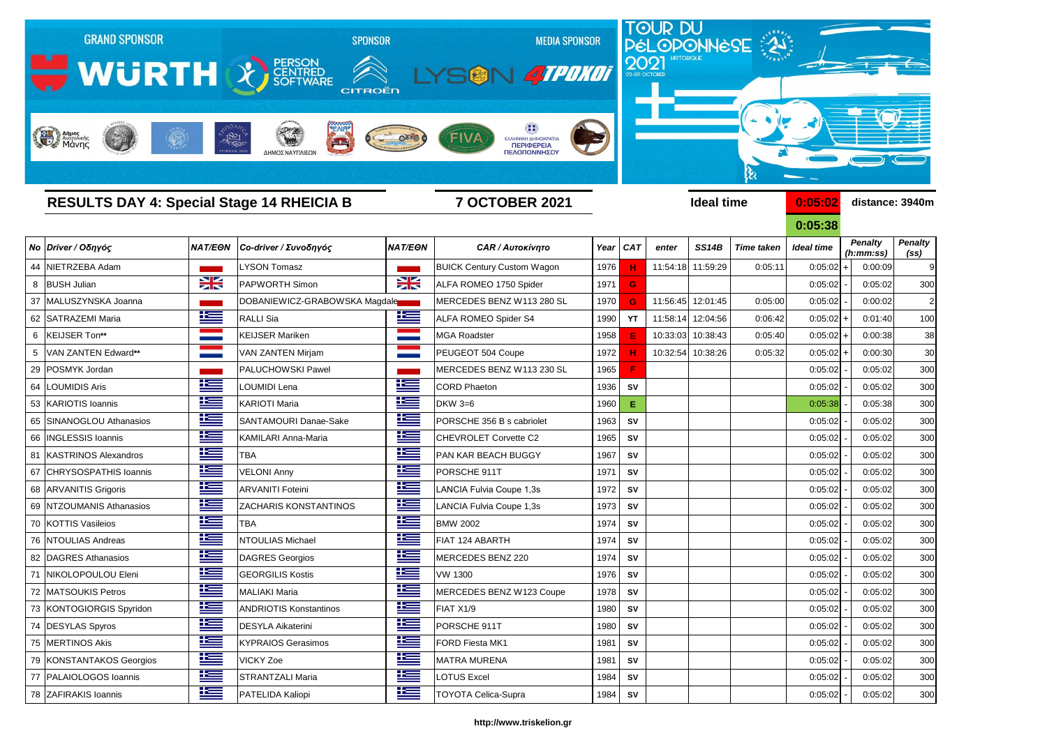GRAND SPONSOR WÜRTH — SPONSOR PERSON CENTRED SOFTWARE, CITROËN — MEDIA SPONSOR LYSON 4TPOXOI

TOUR DU PÉLOPONNÈSE 2021 HISTORIQUE 03-09 OCTOBER

## RESULTS DAY 4: Special Stage 14 RHEICIA B

**7 OCTOBER 2021**

Ideal time **0:05:02** distance: 3940m

**0:05:38**

| No | Driver / Οδηγός | NAT/EΘN | Co-driver / Συνοδηγός | NAT/EΘN | CAR / Αυτοκίνητο | Year | CAT | enter | SS14B | Time taken | Ideal time | | Penalty (h:mm:ss) | Penalty (ss) |
|---|---|---|---|---|---|---|---|---|---|---|---|---|---|---|
| 44 | NIETRZEBA Adam | | LYSON Tomasz | | BUICK Century Custom Wagon | 1976 | H | 11:54:18 | 11:59:29 | 0:05:11 | 0:05:02 | + | 0:00:09 | 9 |
| 8 | BUSH Julian | | PAPWORTH Simon | | ALFA ROMEO 1750 Spider | 1971 | G | | | | 0:05:02 | - | 0:05:02 | 300 |
| 37 | MALUSZYNSKA Joanna | | DOBANIEWICZ-GRABOWSKA Magdale | | MERCEDES BENZ W113 280 SL | 1970 | G | 11:56:45 | 12:01:45 | 0:05:00 | 0:05:02 | - | 0:00:02 | 2 |
| 62 | SATRAZEMI Maria | | RALLI Sia | | ALFA ROMEO Spider S4 | 1990 | YT | 11:58:14 | 12:04:56 | 0:06:42 | 0:05:02 | + | 0:01:40 | 100 |
| 6 | KEIJSER Ton** | | KEIJSER Mariken | | MGA Roadster | 1958 | E | 10:33:03 | 10:38:43 | 0:05:40 | 0:05:02 | + | 0:00:38 | 38 |
| 5 | VAN ZANTEN Edward** | | VAN ZANTEN Mirjam | | PEUGEOT 504 Coupe | 1972 | H | 10:32:54 | 10:38:26 | 0:05:32 | 0:05:02 | + | 0:00:30 | 30 |
| 29 | POSMYK Jordan | | PALUCHOWSKI Pawel | | MERCEDES BENZ W113 230 SL | 1965 | F | | | | 0:05:02 | - | 0:05:02 | 300 |
| 64 | LOUMIDIS Aris | | LOUMIDI Lena | | CORD Phaeton | 1936 | SV | | | | 0:05:02 | - | 0:05:02 | 300 |
| 53 | KARIOTIS Ioannis | | KARIOTI Maria | | DKW 3=6 | 1960 | E | | | | 0:05:38 | - | 0:05:38 | 300 |
| 65 | SINANOGLOU Athanasios | | SANTAMOURI Danae-Sake | | PORSCHE 356 B s cabriolet | 1963 | SV | | | | 0:05:02 | - | 0:05:02 | 300 |
| 66 | INGLESSIS Ioannis | | KAMILARI Anna-Maria | | CHEVROLET Corvette C2 | 1965 | SV | | | | 0:05:02 | - | 0:05:02 | 300 |
| 81 | KASTRINOS Alexandros | | TBA | | PAN KAR BEACH BUGGY | 1967 | SV | | | | 0:05:02 | - | 0:05:02 | 300 |
| 67 | CHRYSOSPATHIS Ioannis | | VELONI Anny | | PORSCHE 911T | 1971 | SV | | | | 0:05:02 | - | 0:05:02 | 300 |
| 68 | ARVANITIS Grigoris | | ARVANITI Foteini | | LANCIA Fulvia Coupe 1,3s | 1972 | SV | | | | 0:05:02 | - | 0:05:02 | 300 |
| 69 | NTZOUMANIS Athanasios | | ZACHARIS KONSTANTINOS | | LANCIA Fulvia Coupe 1,3s | 1973 | SV | | | | 0:05:02 | - | 0:05:02 | 300 |
| 70 | KOTTIS Vasileios | | TBA | | BMW 2002 | 1974 | SV | | | | 0:05:02 | - | 0:05:02 | 300 |
| 76 | NTOULIAS Andreas | | NTOULIAS Michael | | FIAT 124 ABARTH | 1974 | SV | | | | 0:05:02 | - | 0:05:02 | 300 |
| 82 | DAGRES Athanasios | | DAGRES Georgios | | MERCEDES BENZ 220 | 1974 | SV | | | | 0:05:02 | - | 0:05:02 | 300 |
| 71 | NIKOLOPOULOU Eleni | | GEORGILIS Kostis | | VW 1300 | 1976 | SV | | | | 0:05:02 | - | 0:05:02 | 300 |
| 72 | MATSOUKIS Petros | | MALIAKI Maria | | MERCEDES BENZ W123 Coupe | 1978 | SV | | | | 0:05:02 | - | 0:05:02 | 300 |
| 73 | KONTOGIORGIS Spyridon | | ANDRIOTIS Konstantinos | | FIAT X1/9 | 1980 | SV | | | | 0:05:02 | - | 0:05:02 | 300 |
| 74 | DESYLAS Spyros | | DESYLA Aikaterini | | PORSCHE 911T | 1980 | SV | | | | 0:05:02 | - | 0:05:02 | 300 |
| 75 | MERTINOS Akis | | KYPRAIOS Gerasimos | | FORD Fiesta MK1 | 1981 | SV | | | | 0:05:02 | - | 0:05:02 | 300 |
| 79 | KONSTANTAKOS Georgios | | VICKY Zoe | | MATRA MURENA | 1981 | SV | | | | 0:05:02 | - | 0:05:02 | 300 |
| 77 | PALAIOLOGOS Ioannis | | STRANTZALI Maria | | LOTUS Excel | 1984 | SV | | | | 0:05:02 | - | 0:05:02 | 300 |
| 78 | ZAFIRAKIS Ioannis | | PATELIDA Kaliopi | | TOYOTA Celica-Supra | 1984 | SV | | | | 0:05:02 | - | 0:05:02 | 300 |

http://www.triskelion.gr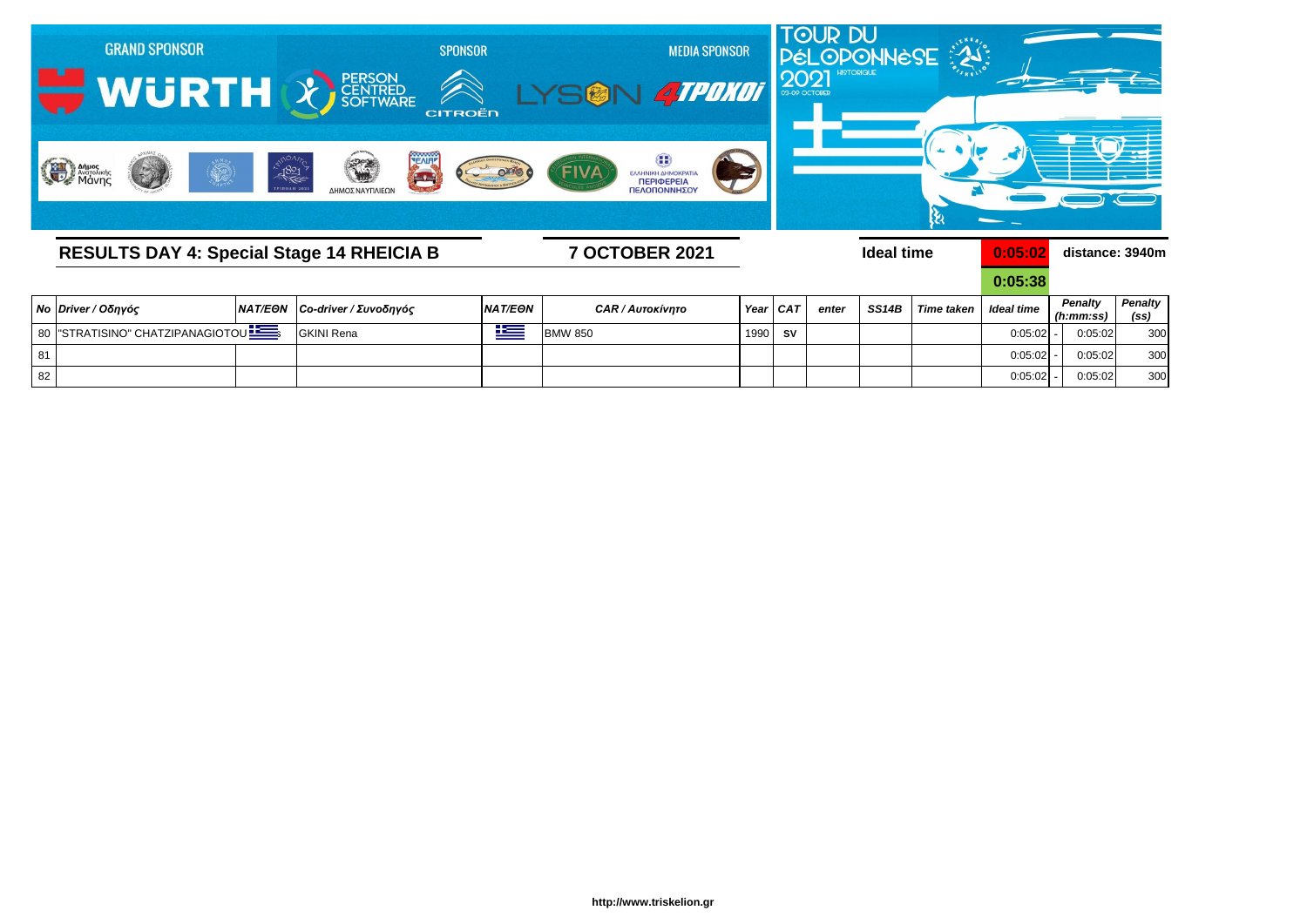GRAND SPONSOR

WÜRTH

PERSON CENTRED SOFTWARE

SPONSOR

CITROËN

MEDIA SPONSOR

LYSON 4TPOXOI

ΔΗΜΟΣ ΝΑΥΠΛΙΕΩΝ

FIVA

ΕΛΛΗΝΙΚΗ ΔΗΜΟΚΡΑΤΙΑ ΠΕΡΙΦΕΡΕΙΑ ΠΕΛΟΠΟΝΝΗΣΟΥ

TOUR DU PÉLOPONNÈSE 2021 HISTORIQUE 03-09 OCTOBER

## RESULTS DAY 4: Special Stage 14 RHEICIA B

**7 OCTOBER 2021**

**Ideal time** 0:05:02 **distance: 3940m**

0:05:38

| No | Driver / Οδηγός | NAT/ΕΘΝ | Co-driver / Συνοδηγός | NAT/ΕΘΝ | CAR / Αυτοκίνητο | Year | CAT | enter | SS14B | Time taken | Ideal time | | Penalty (h:mm:ss) | Penalty (ss) |
|---|---|---|---|---|---|---|---|---|---|---|---|---|---|---|
| 80 | "STRATISINO" CHATZIPANAGIOTOU | GR | GKINI Rena | GR | BMW 850 | 1990 | SV | | | | 0:05:02 | - | 0:05:02 | 300 |
| 81 | | | | | | | | | | | 0:05:02 | - | 0:05:02 | 300 |
| 82 | | | | | | | | | | | 0:05:02 | - | 0:05:02 | 300 |

http://www.triskelion.gr